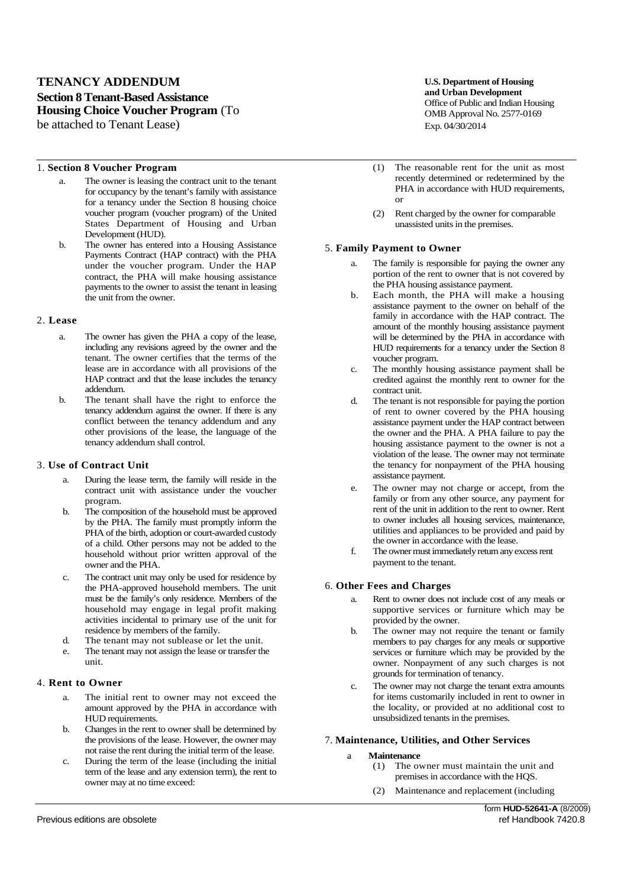# TENANCY ADDENDUM

**Section 8 Tenant-Based Assistance**
**Housing Choice Voucher Program** (To be attached to Tenant Lease)

**U.S. Department of Housing and Urban Development**
Office of Public and Indian Housing
OMB Approval No. 2577-0169
Exp. 04/30/2014

## 1. Section 8 Voucher Program

a. The owner is leasing the contract unit to the tenant for occupancy by the tenant's family with assistance for a tenancy under the Section 8 housing choice voucher program (voucher program) of the United States Department of Housing and Urban Development (HUD).

b. The owner has entered into a Housing Assistance Payments Contract (HAP contract) with the PHA under the voucher program. Under the HAP contract, the PHA will make housing assistance payments to the owner to assist the tenant in leasing the unit from the owner.

## 2. Lease

a. The owner has given the PHA a copy of the lease, including any revisions agreed by the owner and the tenant. The owner certifies that the terms of the lease are in accordance with all provisions of the HAP contract and that the lease includes the tenancy addendum.

b. The tenant shall have the right to enforce the tenancy addendum against the owner. If there is any conflict between the tenancy addendum and any other provisions of the lease, the language of the tenancy addendum shall control.

## 3. Use of Contract Unit

a. During the lease term, the family will reside in the contract unit with assistance under the voucher program.

b. The composition of the household must be approved by the PHA. The family must promptly inform the PHA of the birth, adoption or court-awarded custody of a child. Other persons may not be added to the household without prior written approval of the owner and the PHA.

c. The contract unit may only be used for residence by the PHA-approved household members. The unit must be the family's only residence. Members of the household may engage in legal profit making activities incidental to primary use of the unit for residence by members of the family.

d. The tenant may not sublease or let the unit.

e. The tenant may not assign the lease or transfer the unit.

## 4. Rent to Owner

a. The initial rent to owner may not exceed the amount approved by the PHA in accordance with HUD requirements.

b. Changes in the rent to owner shall be determined by the provisions of the lease. However, the owner may not raise the rent during the initial term of the lease.

c. During the term of the lease (including the initial term of the lease and any extension term), the rent to owner may at no time exceed:

(1) The reasonable rent for the unit as most recently determined or redetermined by the PHA in accordance with HUD requirements, or

(2) Rent charged by the owner for comparable unassisted units in the premises.

## 5. Family Payment to Owner

a. The family is responsible for paying the owner any portion of the rent to owner that is not covered by the PHA housing assistance payment.

b. Each month, the PHA will make a housing assistance payment to the owner on behalf of the family in accordance with the HAP contract. The amount of the monthly housing assistance payment will be determined by the PHA in accordance with HUD requirements for a tenancy under the Section 8 voucher program.

c. The monthly housing assistance payment shall be credited against the monthly rent to owner for the contract unit.

d. The tenant is not responsible for paying the portion of rent to owner covered by the PHA housing assistance payment under the HAP contract between the owner and the PHA. A PHA failure to pay the housing assistance payment to the owner is not a violation of the lease. The owner may not terminate the tenancy for nonpayment of the PHA housing assistance payment.

e. The owner may not charge or accept, from the family or from any other source, any payment for rent of the unit in addition to the rent to owner. Rent to owner includes all housing services, maintenance, utilities and appliances to be provided and paid by the owner in accordance with the lease.

f. The owner must immediately return any excess rent payment to the tenant.

## 6. Other Fees and Charges

a. Rent to owner does not include cost of any meals or supportive services or furniture which may be provided by the owner.

b. The owner may not require the tenant or family members to pay charges for any meals or supportive services or furniture which may be provided by the owner. Nonpayment of any such charges is not grounds for termination of tenancy.

c. The owner may not charge the tenant extra amounts for items customarily included in rent to owner in the locality, or provided at no additional cost to unsubsidized tenants in the premises.

## 7. Maintenance, Utilities, and Other Services

a **Maintenance**

(1) The owner must maintain the unit and premises in accordance with the HQS.

(2) Maintenance and replacement (including

Previous editions are obsolete

form **HUD-52641-A** (8/2009)
ref Handbook 7420.8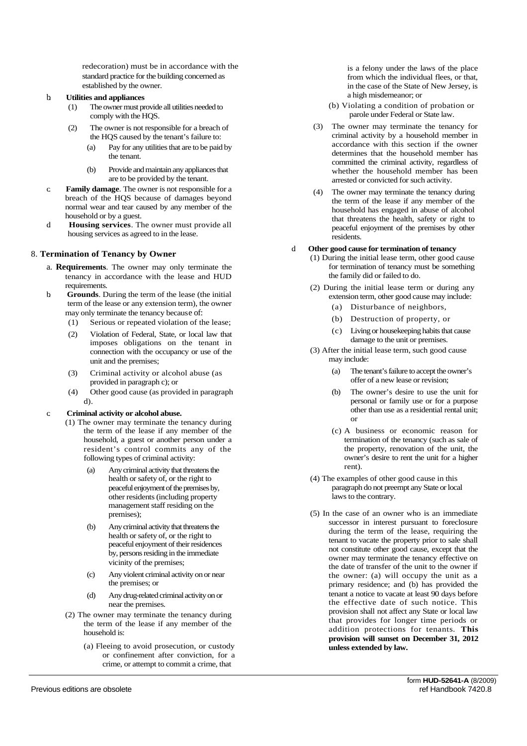redecoration) must be in accordance with the standard practice for the building concerned as established by the owner.

b. **Utilities and appliances**

(1) The owner must provide all utilities needed to comply with the HQS.

(2) The owner is not responsible for a breach of the HQS caused by the tenant's failure to:

(a) Pay for any utilities that are to be paid by the tenant.

(b) Provide and maintain any appliances that are to be provided by the tenant.

c. **Family damage**. The owner is not responsible for a breach of the HQS because of damages beyond normal wear and tear caused by any member of the household or by a guest.

d. **Housing services**. The owner must provide all housing services as agreed to in the lease.

## 8. Termination of Tenancy by Owner

a. **Requirements**. The owner may only terminate the tenancy in accordance with the lease and HUD requirements.

b. **Grounds**. During the term of the lease (the initial term of the lease or any extension term), the owner may only terminate the tenancy because of:

(1) Serious or repeated violation of the lease;

(2) Violation of Federal, State, or local law that imposes obligations on the tenant in connection with the occupancy or use of the unit and the premises;

(3) Criminal activity or alcohol abuse (as provided in paragraph c); or

(4) Other good cause (as provided in paragraph d).

c. **Criminal activity or alcohol abuse.**

(1) The owner may terminate the tenancy during the term of the lease if any member of the household, a guest or another person under a resident's control commits any of the following types of criminal activity:

(a) Any criminal activity that threatens the health or safety of, or the right to peaceful enjoyment of the premises by, other residents (including property management staff residing on the premises);

(b) Any criminal activity that threatens the health or safety of, or the right to peaceful enjoyment of their residences by, persons residing in the immediate vicinity of the premises;

(c) Any violent criminal activity on or near the premises; or

(d) Any drug-related criminal activity on or near the premises.

(2) The owner may terminate the tenancy during the term of the lease if any member of the household is:

(a) Fleeing to avoid prosecution, or custody or confinement after conviction, for a crime, or attempt to commit a crime, that is a felony under the laws of the place from which the individual flees, or that, in the case of the State of New Jersey, is a high misdemeanor; or

(b) Violating a condition of probation or parole under Federal or State law.

(3) The owner may terminate the tenancy for criminal activity by a household member in accordance with this section if the owner determines that the household member has committed the criminal activity, regardless of whether the household member has been arrested or convicted for such activity.

(4) The owner may terminate the tenancy during the term of the lease if any member of the household has engaged in abuse of alcohol that threatens the health, safety or right to peaceful enjoyment of the premises by other residents.

d. **Other good cause for termination of tenancy**

(1) During the initial lease term, other good cause for termination of tenancy must be something the family did or failed to do.

(2) During the initial lease term or during any extension term, other good cause may include:

(a) Disturbance of neighbors,

(b) Destruction of property, or

(c) Living or housekeeping habits that cause damage to the unit or premises.

(3) After the initial lease term, such good cause may include:

(a) The tenant's failure to accept the owner's offer of a new lease or revision;

(b) The owner's desire to use the unit for personal or family use or for a purpose other than use as a residential rental unit; or

(c) A business or economic reason for termination of the tenancy (such as sale of the property, renovation of the unit, the owner's desire to rent the unit for a higher rent).

(4) The examples of other good cause in this paragraph do not preempt any State or local laws to the contrary.

(5) In the case of an owner who is an immediate successor in interest pursuant to foreclosure during the term of the lease, requiring the tenant to vacate the property prior to sale shall not constitute other good cause, except that the owner may terminate the tenancy effective on the date of transfer of the unit to the owner if the owner: (a) will occupy the unit as a primary residence; and (b) has provided the tenant a notice to vacate at least 90 days before the effective date of such notice. This provision shall not affect any State or local law that provides for longer time periods or addition protections for tenants. **This provision will sunset on December 31, 2012 unless extended by law.**

Previous editions are obsolete

form **HUD-52641-A** (8/2009)
ref Handbook 7420.8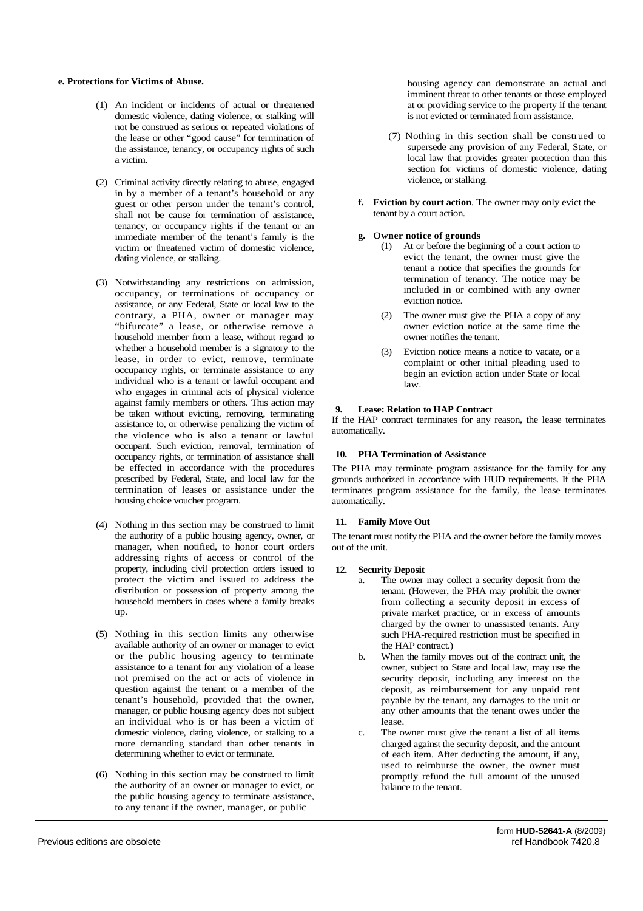**e. Protections for Victims of Abuse.**

(1) An incident or incidents of actual or threatened domestic violence, dating violence, or stalking will not be construed as serious or repeated violations of the lease or other "good cause" for termination of the assistance, tenancy, or occupancy rights of such a victim.

(2) Criminal activity directly relating to abuse, engaged in by a member of a tenant's household or any guest or other person under the tenant's control, shall not be cause for termination of assistance, tenancy, or occupancy rights if the tenant or an immediate member of the tenant's family is the victim or threatened victim of domestic violence, dating violence, or stalking.

(3) Notwithstanding any restrictions on admission, occupancy, or terminations of occupancy or assistance, or any Federal, State or local law to the contrary, a PHA, owner or manager may "bifurcate" a lease, or otherwise remove a household member from a lease, without regard to whether a household member is a signatory to the lease, in order to evict, remove, terminate occupancy rights, or terminate assistance to any individual who is a tenant or lawful occupant and who engages in criminal acts of physical violence against family members or others. This action may be taken without evicting, removing, terminating assistance to, or otherwise penalizing the victim of the violence who is also a tenant or lawful occupant. Such eviction, removal, termination of occupancy rights, or termination of assistance shall be effected in accordance with the procedures prescribed by Federal, State, and local law for the termination of leases or assistance under the housing choice voucher program.

(4) Nothing in this section may be construed to limit the authority of a public housing agency, owner, or manager, when notified, to honor court orders addressing rights of access or control of the property, including civil protection orders issued to protect the victim and issued to address the distribution or possession of property among the household members in cases where a family breaks up.

(5) Nothing in this section limits any otherwise available authority of an owner or manager to evict or the public housing agency to terminate assistance to a tenant for any violation of a lease not premised on the act or acts of violence in question against the tenant or a member of the tenant's household, provided that the owner, manager, or public housing agency does not subject an individual who is or has been a victim of domestic violence, dating violence, or stalking to a more demanding standard than other tenants in determining whether to evict or terminate.

(6) Nothing in this section may be construed to limit the authority of an owner or manager to evict, or the public housing agency to terminate assistance, to any tenant if the owner, manager, or public housing agency can demonstrate an actual and imminent threat to other tenants or those employed at or providing service to the property if the tenant is not evicted or terminated from assistance.

(7) Nothing in this section shall be construed to supersede any provision of any Federal, State, or local law that provides greater protection than this section for victims of domestic violence, dating violence, or stalking.

**f. Eviction by court action**. The owner may only evict the tenant by a court action.

**g. Owner notice of grounds**

(1) At or before the beginning of a court action to evict the tenant, the owner must give the tenant a notice that specifies the grounds for termination of tenancy. The notice may be included in or combined with any owner eviction notice.

(2) The owner must give the PHA a copy of any owner eviction notice at the same time the owner notifies the tenant.

(3) Eviction notice means a notice to vacate, or a complaint or other initial pleading used to begin an eviction action under State or local law.

**9. Lease: Relation to HAP Contract**

If the HAP contract terminates for any reason, the lease terminates automatically.

**10. PHA Termination of Assistance**

The PHA may terminate program assistance for the family for any grounds authorized in accordance with HUD requirements. If the PHA terminates program assistance for the family, the lease terminates automatically.

**11. Family Move Out**

The tenant must notify the PHA and the owner before the family moves out of the unit.

**12. Security Deposit**

a. The owner may collect a security deposit from the tenant. (However, the PHA may prohibit the owner from collecting a security deposit in excess of private market practice, or in excess of amounts charged by the owner to unassisted tenants. Any such PHA-required restriction must be specified in the HAP contract.)

b. When the family moves out of the contract unit, the owner, subject to State and local law, may use the security deposit, including any interest on the deposit, as reimbursement for any unpaid rent payable by the tenant, any damages to the unit or any other amounts that the tenant owes under the lease.

c. The owner must give the tenant a list of all items charged against the security deposit, and the amount of each item. After deducting the amount, if any, used to reimburse the owner, the owner must promptly refund the full amount of the unused balance to the tenant.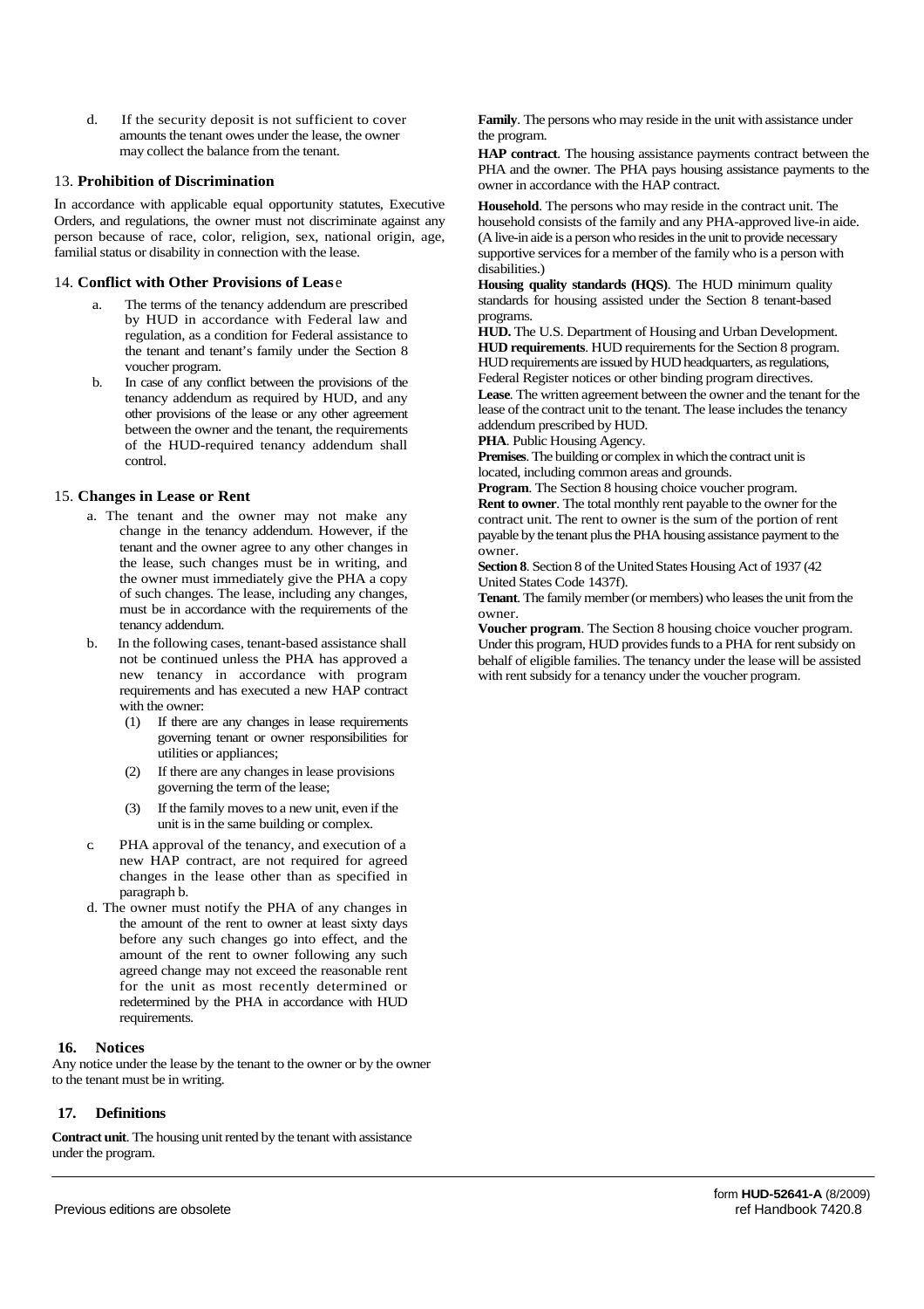d. If the security deposit is not sufficient to cover amounts the tenant owes under the lease, the owner may collect the balance from the tenant.

## 13. Prohibition of Discrimination

In accordance with applicable equal opportunity statutes, Executive Orders, and regulations, the owner must not discriminate against any person because of race, color, religion, sex, national origin, age, familial status or disability in connection with the lease.

## 14. Conflict with Other Provisions of Lease

a. The terms of the tenancy addendum are prescribed by HUD in accordance with Federal law and regulation, as a condition for Federal assistance to the tenant and tenant's family under the Section 8 voucher program.

b. In case of any conflict between the provisions of the tenancy addendum as required by HUD, and any other provisions of the lease or any other agreement between the owner and the tenant, the requirements of the HUD-required tenancy addendum shall control.

## 15. Changes in Lease or Rent

a. The tenant and the owner may not make any change in the tenancy addendum. However, if the tenant and the owner agree to any other changes in the lease, such changes must be in writing, and the owner must immediately give the PHA a copy of such changes. The lease, including any changes, must be in accordance with the requirements of the tenancy addendum.

b. In the following cases, tenant-based assistance shall not be continued unless the PHA has approved a new tenancy in accordance with program requirements and has executed a new HAP contract with the owner:

(1) If there are any changes in lease requirements governing tenant or owner responsibilities for utilities or appliances;

(2) If there are any changes in lease provisions governing the term of the lease;

(3) If the family moves to a new unit, even if the unit is in the same building or complex.

c. PHA approval of the tenancy, and execution of a new HAP contract, are not required for agreed changes in the lease other than as specified in paragraph b.

d. The owner must notify the PHA of any changes in the amount of the rent to owner at least sixty days before any such changes go into effect, and the amount of the rent to owner following any such agreed change may not exceed the reasonable rent for the unit as most recently determined or redetermined by the PHA in accordance with HUD requirements.

## 16. Notices

Any notice under the lease by the tenant to the owner or by the owner to the tenant must be in writing.

## 17. Definitions

**Contract unit**. The housing unit rented by the tenant with assistance under the program.

**Family**. The persons who may reside in the unit with assistance under the program.

**HAP contract**. The housing assistance payments contract between the PHA and the owner. The PHA pays housing assistance payments to the owner in accordance with the HAP contract.

**Household**. The persons who may reside in the contract unit. The household consists of the family and any PHA-approved live-in aide. (A live-in aide is a person who resides in the unit to provide necessary supportive services for a member of the family who is a person with disabilities.)

**Housing quality standards (HQS)**. The HUD minimum quality standards for housing assisted under the Section 8 tenant-based programs.

**HUD.** The U.S. Department of Housing and Urban Development.

**HUD requirements**. HUD requirements for the Section 8 program. HUD requirements are issued by HUD headquarters, as regulations, Federal Register notices or other binding program directives.

**Lease**. The written agreement between the owner and the tenant for the lease of the contract unit to the tenant. The lease includes the tenancy addendum prescribed by HUD.

**PHA**. Public Housing Agency.

**Premises**. The building or complex in which the contract unit is located, including common areas and grounds.

**Program**. The Section 8 housing choice voucher program.

**Rent to owner**. The total monthly rent payable to the owner for the contract unit. The rent to owner is the sum of the portion of rent payable by the tenant plus the PHA housing assistance payment to the owner.

**Section 8**. Section 8 of the United States Housing Act of 1937 (42 United States Code 1437f).

**Tenant**. The family member (or members) who leases the unit from the owner.

**Voucher program**. The Section 8 housing choice voucher program. Under this program, HUD provides funds to a PHA for rent subsidy on behalf of eligible families. The tenancy under the lease will be assisted with rent subsidy for a tenancy under the voucher program.

Previous editions are obsolete

form **HUD-52641-A** (8/2009)
ref Handbook 7420.8